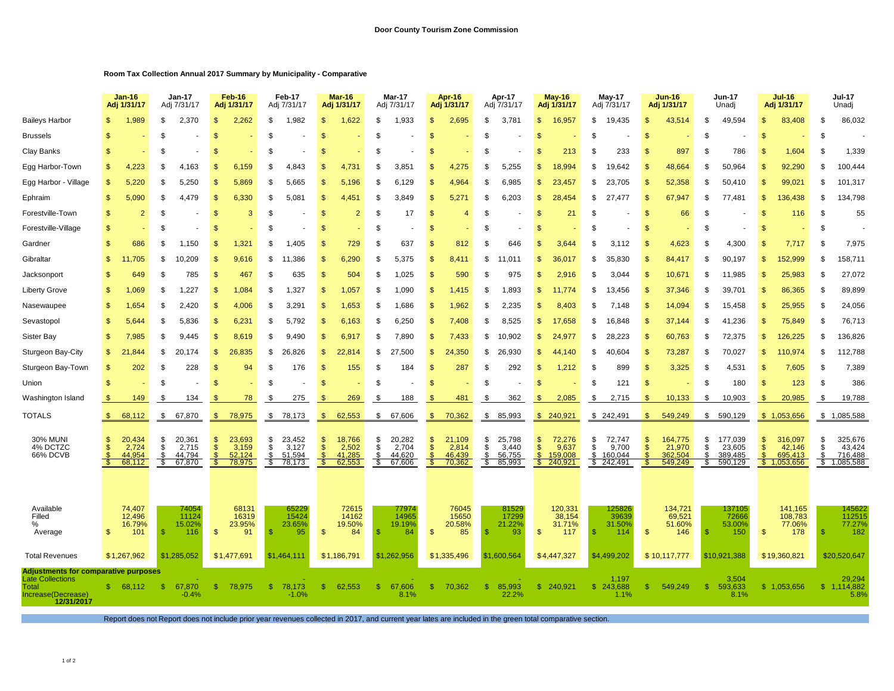**Door County Tourism Zone Commission**

**Room Tax Collection Annual 2017 Summary by Municipality - Comparative**

| | Jan-16 Adj 1/31/17 | Jan-17 Adj 7/31/17 | Feb-16 Adj 1/31/17 | Feb-17 Adj 7/31/17 | Mar-16 Adj 1/31/17 | Mar-17 Adj 7/31/17 | Apr-16 Adj 1/31/17 | Apr-17 Adj 7/31/17 | May-16 Adj 1/31/17 | May-17 Adj 7/31/17 | Jun-16 Adj 1/31/17 | Jun-17 Unadj | Jul-16 Adj 1/31/17 | Jul-17 Unadj |
|---|---|---|---|---|---|---|---|---|---|---|---|---|---|---|
| Baileys Harbor | $ 1,989 | $ 2,370 | $ 2,262 | $ 1,982 | $ 1,622 | $ 1,933 | $ 2,695 | $ 3,781 | $ 16,957 | $ 19,435 | $ 43,514 | $ 49,594 | $ 83,408 | $ 86,032 |
| Brussels | $ - | $ - | $ - | $ - | $ - | $ - | $ - | $ - | $ - | $ - | $ - | $ - | $ - | $ - |
| Clay Banks | $ - | $ - | $ - | $ - | $ - | $ - | $ - | $ - | $ 213 | $ 233 | $ 897 | $ 786 | $ 1,604 | $ 1,339 |
| Egg Harbor-Town | $ 4,223 | $ 4,163 | $ 6,159 | $ 4,843 | $ 4,731 | $ 3,851 | $ 4,275 | $ 5,255 | $ 18,994 | $ 19,642 | $ 48,664 | $ 50,964 | $ 92,290 | $ 100,444 |
| Egg Harbor - Village | $ 5,220 | $ 5,250 | $ 5,869 | $ 5,665 | $ 5,196 | $ 6,129 | $ 4,964 | $ 6,985 | $ 23,457 | $ 23,705 | $ 52,358 | $ 50,410 | $ 99,021 | $ 101,317 |
| Ephraim | $ 5,090 | $ 4,479 | $ 6,330 | $ 5,081 | $ 4,451 | $ 3,849 | $ 5,271 | $ 6,203 | $ 28,454 | $ 27,477 | $ 67,947 | $ 77,481 | $ 136,438 | $ 134,798 |
| Forestville-Town | $ 2 | $ - | $ 3 | $ - | $ 2 | $ 17 | $ 4 | $ - | $ 21 | $ - | $ 66 | $ - | $ 116 | $ 55 |
| Forestville-Village | $ - | $ - | $ - | $ - | $ - | $ - | $ - | $ - | $ - | $ - | $ - | $ - | $ - | $ - |
| Gardner | $ 686 | $ 1,150 | $ 1,321 | $ 1,405 | $ 729 | $ 637 | $ 812 | $ 646 | $ 3,644 | $ 3,112 | $ 4,623 | $ 4,300 | $ 7,717 | $ 7,975 |
| Gibraltar | $ 11,705 | $ 10,209 | $ 9,616 | $ 11,386 | $ 6,290 | $ 5,375 | $ 8,411 | $ 11,011 | $ 36,017 | $ 35,830 | $ 84,417 | $ 90,197 | $ 152,999 | $ 158,711 |
| Jacksonport | $ 649 | $ 785 | $ 467 | $ 635 | $ 504 | $ 1,025 | $ 590 | $ 975 | $ 2,916 | $ 3,044 | $ 10,671 | $ 11,985 | $ 25,983 | $ 27,072 |
| Liberty Grove | $ 1,069 | $ 1,227 | $ 1,084 | $ 1,327 | $ 1,057 | $ 1,090 | $ 1,415 | $ 1,893 | $ 11,774 | $ 13,456 | $ 37,346 | $ 39,701 | $ 86,365 | $ 89,899 |
| Nasewaupee | $ 1,654 | $ 2,420 | $ 4,006 | $ 3,291 | $ 1,653 | $ 1,686 | $ 1,962 | $ 2,235 | $ 8,403 | $ 7,148 | $ 14,094 | $ 15,458 | $ 25,955 | $ 24,056 |
| Sevastopol | $ 5,644 | $ 5,836 | $ 6,231 | $ 5,792 | $ 6,163 | $ 6,250 | $ 7,408 | $ 8,525 | $ 17,658 | $ 16,848 | $ 37,144 | $ 41,236 | $ 75,849 | $ 76,713 |
| Sister Bay | $ 7,985 | $ 9,445 | $ 8,619 | $ 9,490 | $ 6,917 | $ 7,890 | $ 7,433 | $ 10,902 | $ 24,977 | $ 28,223 | $ 60,763 | $ 72,375 | $ 126,225 | $ 136,826 |
| Sturgeon Bay-City | $ 21,844 | $ 20,174 | $ 26,835 | $ 26,826 | $ 22,814 | $ 27,500 | $ 24,350 | $ 26,930 | $ 44,140 | $ 40,604 | $ 73,287 | $ 70,027 | $ 110,974 | $ 112,788 |
| Sturgeon Bay-Town | $ 202 | $ 228 | $ 94 | $ 176 | $ 155 | $ 184 | $ 287 | $ 292 | $ 1,212 | $ 899 | $ 3,325 | $ 4,531 | $ 7,605 | $ 7,389 |
| Union | $ - | $ - | $ - | $ - | $ - | $ - | $ - | $ - | $ - | $ 121 | $ - | $ 180 | $ 123 | $ 386 |
| Washington Island | $ 149 | $ 134 | $ 78 | $ 275 | $ 269 | $ 188 | $ 481 | $ 362 | $ 2,085 | $ 2,715 | $ 10,133 | $ 10,903 | $ 20,985 | $ 19,788 |
| TOTALS | $ 68,112 | $ 67,870 | $ 78,975 | $ 78,173 | $ 62,553 | $ 67,606 | $ 70,362 | $ 85,993 | $ 240,921 | $ 242,491 | $ 549,249 | $ 590,129 | $ 1,053,656 | $ 1,085,588 |
| 30% MUNI | $ 20,434 | $ 20,361 | $ 23,693 | $ 23,452 | $ 18,766 | $ 20,282 | $ 21,109 | $ 25,798 | $ 72,276 | $ 72,747 | $ 164,775 | $ 177,039 | $ 316,097 | $ 325,676 |
| 4% DCTZC | $ 2,724 | $ 2,715 | $ 3,159 | $ 3,127 | $ 2,502 | $ 2,704 | $ 2,814 | $ 3,440 | $ 9,637 | $ 9,700 | $ 21,970 | $ 23,605 | $ 42,146 | $ 43,424 |
| 66% DCVB | $ 44,954 | $ 44,794 | $ 52,124 | $ 51,594 | $ 41,285 | $ 44,620 | $ 46,439 | $ 56,755 | $ 159,008 | $ 160,044 | $ 362,504 | $ 389,485 | $ 695,413 | $ 716,488 |
| | $ 68,112 | $ 67,870 | $ 78,975 | $ 78,173 | $ 62,553 | $ 67,606 | $ 70,362 | $ 85,993 | $ 240,921 | $ 242,491 | $ 549,249 | $ 590,129 | $ 1,053,656 | $ 1,085,588 |
| Available | 74,407 | 74054 | 68131 | 65229 | 72615 | 77974 | 76045 | 81529 | 120,331 | 125826 | 134,721 | 137105 | 141,165 | 145622 |
| Filled | 12,496 | 11124 | 16319 | 15424 | 14162 | 14965 | 15650 | 17299 | 38,154 | 39639 | 69,521 | 72666 | 108,783 | 112515 |
| % | 16.79% | 15.02% | 23.95% | 23.65% | 19.50% | 19.19% | 20.58% | 21.22% | 31.71% | 31.50% | 51.60% | 53.00% | 77.06% | 77.27% |
| Average | $ 101 | $ 116 | $ 91 | $ 95 | $ 84 | $ 84 | $ 85 | $ 93 | $ 117 | $ 114 | $ 146 | $ 150 | $ 178 | $ 182 |
| Total Revenues | $1,267,962 | $1,285,052 | $1,477,691 | $1,464,111 | $1,186,791 | $1,262,956 | $1,335,496 | $1,600,564 | $4,447,327 | $4,499,202 | $ 10,117,777 | $10,921,388 | $19,360,821 | $20,520,647 |
| **Adjustments for comparative purposes** | | | | | | | | | | | | | | |
| Late Collections | | - | | - | | - | | - | | 1,197 | | 3,504 | | 29,294 |
| Total | $ 68,112 | $ 67,870 | $ 78,975 | $ 78,173 | $ 62,553 | $ 67,606 | $ 70,362 | $ 85,993 | $ 240,921 | $ 243,688 | $ 549,249 | $ 593,633 | $ 1,053,656 | $ 1,114,882 |
| Increase(Decrease) 12/31/2017 | | -0.4% | | -1.0% | | 8.1% | | 22.2% | | 1.1% | | 8.1% | | 5.8% |

Report does not Report does not include prior year revenues collected in 2017, and current year lates are included in the green total comparative section.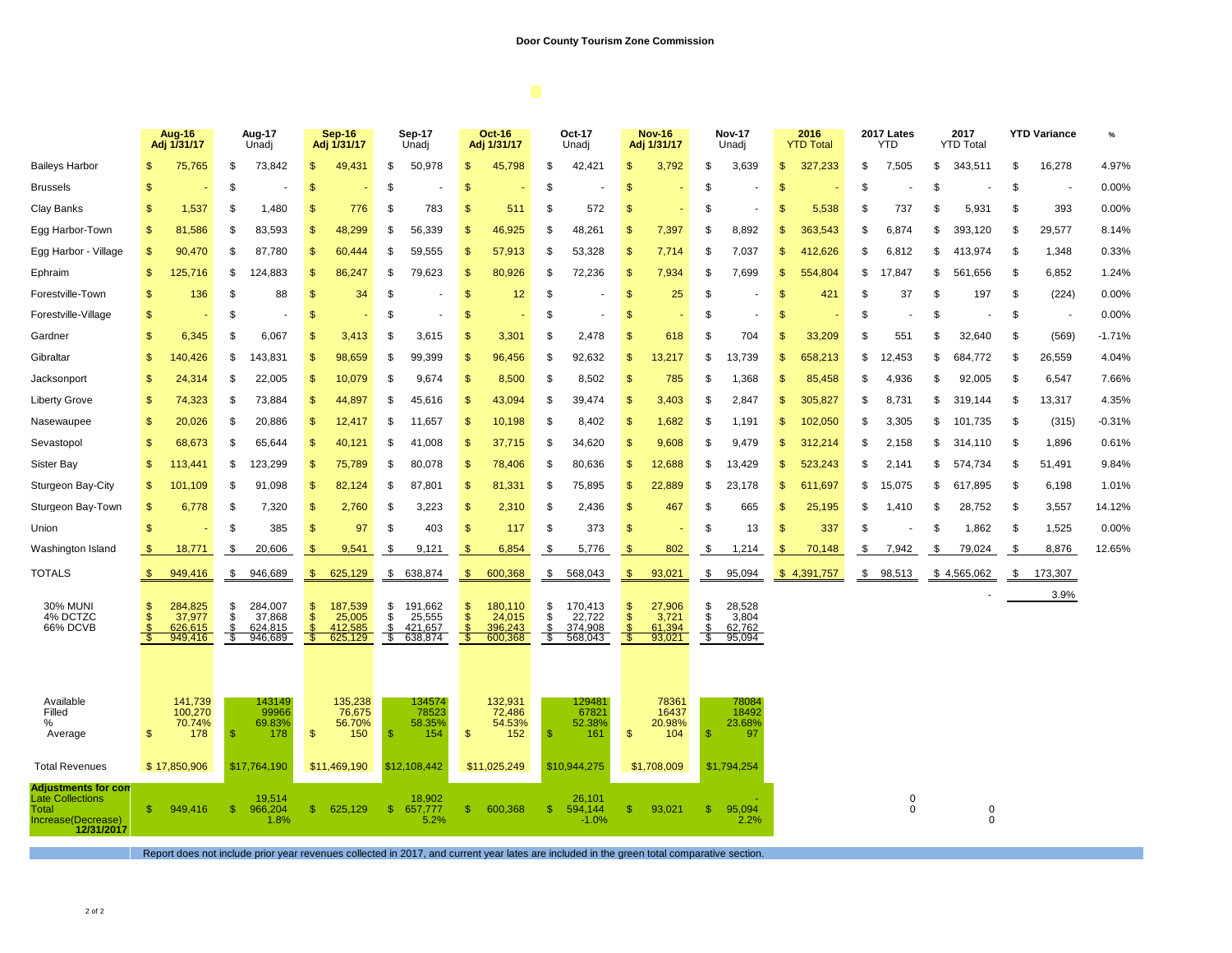**Door County Tourism Zone Commission**

| | Aug-16 Adj 1/31/17 | Aug-17 Unadj | Sep-16 Adj 1/31/17 | Sep-17 Unadj | Oct-16 Adj 1/31/17 | Oct-17 Unadj | Nov-16 Adj 1/31/17 | Nov-17 Unadj | 2016 YTD Total | 2017 Lates YTD | 2017 YTD Total | YTD Variance | % |
|---|---|---|---|---|---|---|---|---|---|---|---|---|---|
| Baileys Harbor | $ 75,765 | $ 73,842 | $ 49,431 | $ 50,978 | $ 45,798 | $ 42,421 | $ 3,792 | $ 3,639 | $ 327,233 | $ 7,505 | $ 343,511 | $ 16,278 | 4.97% |
| Brussels | $ - | $ - | $ - | $ - | $ - | $ - | $ - | $ - | $ - | $ - | $ - | $ - | 0.00% |
| Clay Banks | $ 1,537 | $ 1,480 | $ 776 | $ 783 | $ 511 | $ 572 | $ - | $ - | $ 5,538 | $ 737 | $ 5,931 | $ 393 | 0.00% |
| Egg Harbor-Town | $ 81,586 | $ 83,593 | $ 48,299 | $ 56,339 | $ 46,925 | $ 48,261 | $ 7,397 | $ 8,892 | $ 363,543 | $ 6,874 | $ 393,120 | $ 29,577 | 8.14% |
| Egg Harbor - Village | $ 90,470 | $ 87,780 | $ 60,444 | $ 59,555 | $ 57,913 | $ 53,328 | $ 7,714 | $ 7,037 | $ 412,626 | $ 6,812 | $ 413,974 | $ 1,348 | 0.33% |
| Ephraim | $ 125,716 | $ 124,883 | $ 86,247 | $ 79,623 | $ 80,926 | $ 72,236 | $ 7,934 | $ 7,699 | $ 554,804 | $ 17,847 | $ 561,656 | $ 6,852 | 1.24% |
| Forestville-Town | $ 136 | $ 88 | $ 34 | $ - | $ 12 | $ - | $ 25 | $ - | $ 421 | $ 37 | $ 197 | $ (224) | 0.00% |
| Forestville-Village | $ - | $ - | $ - | $ - | $ - | $ - | $ - | $ - | $ - | $ - | $ - | $ - | 0.00% |
| Gardner | $ 6,345 | $ 6,067 | $ 3,413 | $ 3,615 | $ 3,301 | $ 2,478 | $ 618 | $ 704 | $ 33,209 | $ 551 | $ 32,640 | $ (569) | -1.71% |
| Gibraltar | $ 140,426 | $ 143,831 | $ 98,659 | $ 99,399 | $ 96,456 | $ 92,632 | $ 13,217 | $ 13,739 | $ 658,213 | $ 12,453 | $ 684,772 | $ 26,559 | 4.04% |
| Jacksonport | $ 24,314 | $ 22,005 | $ 10,079 | $ 9,674 | $ 8,500 | $ 8,502 | $ 785 | $ 1,368 | $ 85,458 | $ 4,936 | $ 92,005 | $ 6,547 | 7.66% |
| Liberty Grove | $ 74,323 | $ 73,884 | $ 44,897 | $ 45,616 | $ 43,094 | $ 39,474 | $ 3,403 | $ 2,847 | $ 305,827 | $ 8,731 | $ 319,144 | $ 13,317 | 4.35% |
| Nasewaupee | $ 20,026 | $ 20,886 | $ 12,417 | $ 11,657 | $ 10,198 | $ 8,402 | $ 1,682 | $ 1,191 | $ 102,050 | $ 3,305 | $ 101,735 | $ (315) | -0.31% |
| Sevastopol | $ 68,673 | $ 65,644 | $ 40,121 | $ 41,008 | $ 37,715 | $ 34,620 | $ 9,608 | $ 9,479 | $ 312,214 | $ 2,158 | $ 314,110 | $ 1,896 | 0.61% |
| Sister Bay | $ 113,441 | $ 123,299 | $ 75,789 | $ 80,078 | $ 78,406 | $ 80,636 | $ 12,688 | $ 13,429 | $ 523,243 | $ 2,141 | $ 574,734 | $ 51,491 | 9.84% |
| Sturgeon Bay-City | $ 101,109 | $ 91,098 | $ 82,124 | $ 87,801 | $ 81,331 | $ 75,895 | $ 22,889 | $ 23,178 | $ 611,697 | $ 15,075 | $ 617,895 | $ 6,198 | 1.01% |
| Sturgeon Bay-Town | $ 6,778 | $ 7,320 | $ 2,760 | $ 3,223 | $ 2,310 | $ 2,436 | $ 467 | $ 665 | $ 25,195 | $ 1,410 | $ 28,752 | $ 3,557 | 14.12% |
| Union | $ - | $ 385 | $ 97 | $ 403 | $ 117 | $ 373 | $ - | $ 13 | $ 337 | $ - | $ 1,862 | $ 1,525 | 0.00% |
| Washington Island | $ 18,771 | $ 20,606 | $ 9,541 | $ 9,121 | $ 6,854 | $ 5,776 | $ 802 | $ 1,214 | $ 70,148 | $ 7,942 | $ 79,024 | $ 8,876 | 12.65% |
| TOTALS | $ 949,416 | $ 946,689 | $ 625,129 | $ 638,874 | $ 600,368 | $ 568,043 | $ 93,021 | $ 95,094 | $ 4,391,757 | $ 98,513 | $ 4,565,062 | $ 173,307 | |
| | | | | | | | | | | | - | 3.9% | |
| 30% MUNI | $ 284,825 | $ 284,007 | $ 187,539 | $ 191,662 | $ 180,110 | $ 170,413 | $ 27,906 | $ 28,528 | | | | | |
| 4% DCTZC | $ 37,977 | $ 37,868 | $ 25,005 | $ 25,555 | $ 24,015 | $ 22,722 | $ 3,721 | $ 3,804 | | | | | |
| 66% DCVB | $ 626,615 | $ 624,815 | $ 412,585 | $ 421,657 | $ 396,243 | $ 374,908 | $ 61,394 | $ 62,762 | | | | | |
| | $ 949,416 | $ 946,689 | $ 625,129 | $ 638,874 | $ 600,368 | $ 568,043 | $ 93,021 | $ 95,094 | | | | | |
| Available | 141,739 | 143149 | 135,238 | 134574 | 132,931 | 129481 | 78361 | 78084 | | | | | |
| Filled | 100,270 | 99966 | 76,675 | 78523 | 72,486 | 67821 | 16437 | 18492 | | | | | |
| % | 70.74% | 69.83% | 56.70% | 58.35% | 54.53% | 52.38% | 20.98% | 23.68% | | | | | |
| Average | $ 178 | $ 178 | $ 150 | $ 154 | $ 152 | $ 161 | $ 104 | $ 97 | | | | | |
| Total Revenues | $17,850,906 | $17,764,190 | $11,469,190 | $12,108,442 | $11,025,249 | $10,944,275 | $1,708,009 | $1,794,254 | | | | | |
| Adjustments for com | | | | | | | | | | | | | |
| Late Collections | | 19,514 | | 18,902 | | 26,101 | | - | | 0 | | | |
| Total | $ 949,416 | $ 966,204 | $ 625,129 | $ 657,777 | $ 600,368 | $ 594,144 | $ 93,021 | $ 95,094 | | 0 | 0 | | |
| Increase(Decrease) 12/31/2017 | | 1.8% | | 5.2% | | -1.0% | | 2.2% | | | 0 | | |

Report does not include prior year revenues collected in 2017, and current year lates are included in the green total comparative section.